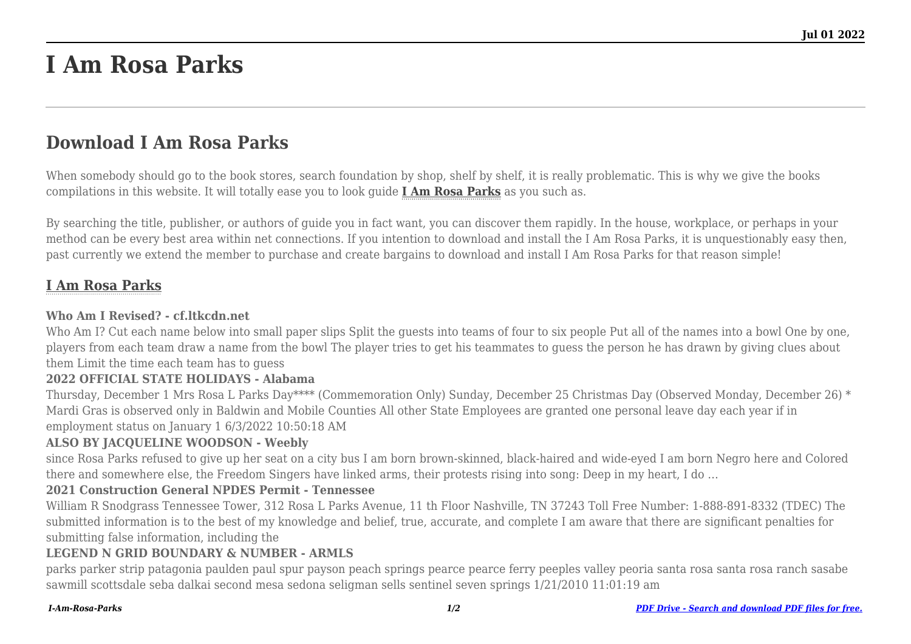# I Am Rosa Parks

## Download I Am Rosa Parks

When somebody should go to the book stores, search foundation by shop, shelf by shelf, it is really problematic. This is why we give the books compilations in this website. It will totally ease you to look guide **I Am Rosa Parks** as you such as.

By searching the title, publisher, or authors of guide you in fact want, you can discover them rapidly. In the house, workplace, or perhaps in your method can be every best area within net connections. If you intention to download and install the I Am Rosa Parks, it is unquestionably easy then, past currently we extend the member to purchase and create bargains to download and install I Am Rosa Parks for that reason simple!

### I Am Rosa Parks

#### Who Am I Revised? - cf.ltkcdn.net

Who Am I? Cut each name below into small paper slips Split the guests into teams of four to six people Put all of the names into a bowl One by one, players from each team draw a name from the bowl The player tries to get his teammates to guess the person he has drawn by giving clues about them Limit the time each team has to guess

#### 2022 OFFICIAL STATE HOLIDAYS - Alabama

Thursday, December 1 Mrs Rosa L Parks Day**** (Commemoration Only) Sunday, December 25 Christmas Day (Observed Monday, December 26) * Mardi Gras is observed only in Baldwin and Mobile Counties All other State Employees are granted one personal leave day each year if in employment status on January 1 6/3/2022 10:50:18 AM

#### ALSO BY JACQUELINE WOODSON - Weebly

since Rosa Parks refused to give up her seat on a city bus I am born brown-skinned, black-haired and wide-eyed I am born Negro here and Colored there and somewhere else, the Freedom Singers have linked arms, their protests rising into song: Deep in my heart, I do …

#### 2021 Construction General NPDES Permit - Tennessee

William R Snodgrass Tennessee Tower, 312 Rosa L Parks Avenue, 11 th Floor Nashville, TN 37243 Toll Free Number: 1-888-891-8332 (TDEC) The submitted information is to the best of my knowledge and belief, true, accurate, and complete I am aware that there are significant penalties for submitting false information, including the

#### LEGEND N GRID BOUNDARY & NUMBER - ARMLS

parks parker strip patagonia paulden paul spur payson peach springs pearce pearce ferry peeples valley peoria santa rosa santa rosa ranch sasabe sawmill scottsdale seba dalkai second mesa sedona seligman sells sentinel seven springs 1/21/2010 11:01:19 am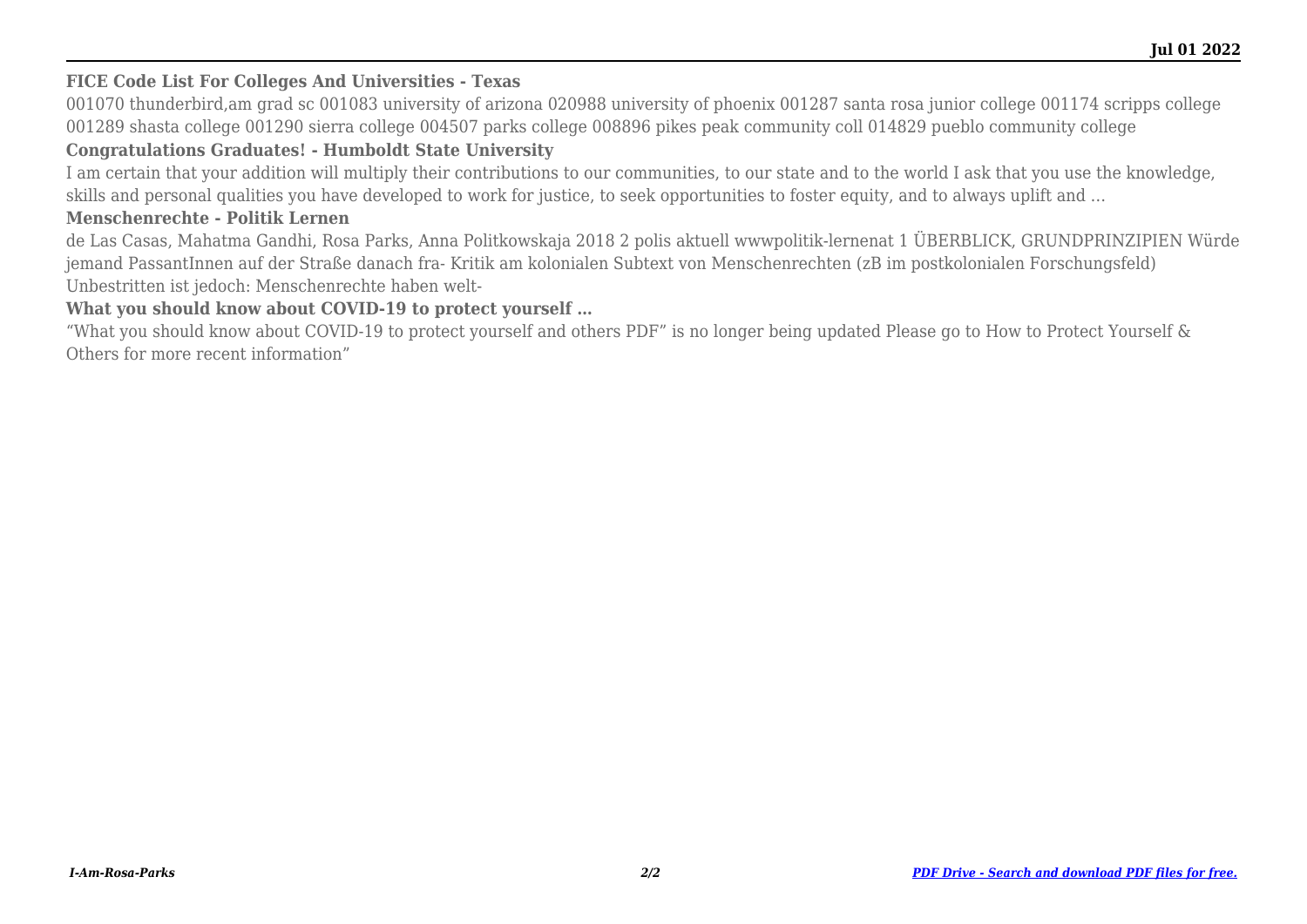**FICE Code List For Colleges And Universities - Texas**

001070 thunderbird,am grad sc 001083 university of arizona 020988 university of phoenix 001287 santa rosa junior college 001174 scripps college 001289 shasta college 001290 sierra college 004507 parks college 008896 pikes peak community coll 014829 pueblo community college

**Congratulations Graduates! - Humboldt State University**

I am certain that your addition will multiply their contributions to our communities, to our state and to the world I ask that you use the knowledge, skills and personal qualities you have developed to work for justice, to seek opportunities to foster equity, and to always uplift and …

**Menschenrechte - Politik Lernen**

de Las Casas, Mahatma Gandhi, Rosa Parks, Anna Politkowskaja 2018 2 polis aktuell wwwpolitik-lernenat 1 ÜBERBLICK, GRUNDPRINZIPIEN Würde jemand PassantInnen auf der Straße danach fra- Kritik am kolonialen Subtext von Menschenrechten (zB im postkolonialen Forschungsfeld) Unbestritten ist jedoch: Menschenrechte haben welt-

**What you should know about COVID-19 to protect yourself …**

"What you should know about COVID-19 to protect yourself and others PDF" is no longer being updated Please go to How to Protect Yourself & Others for more recent information"